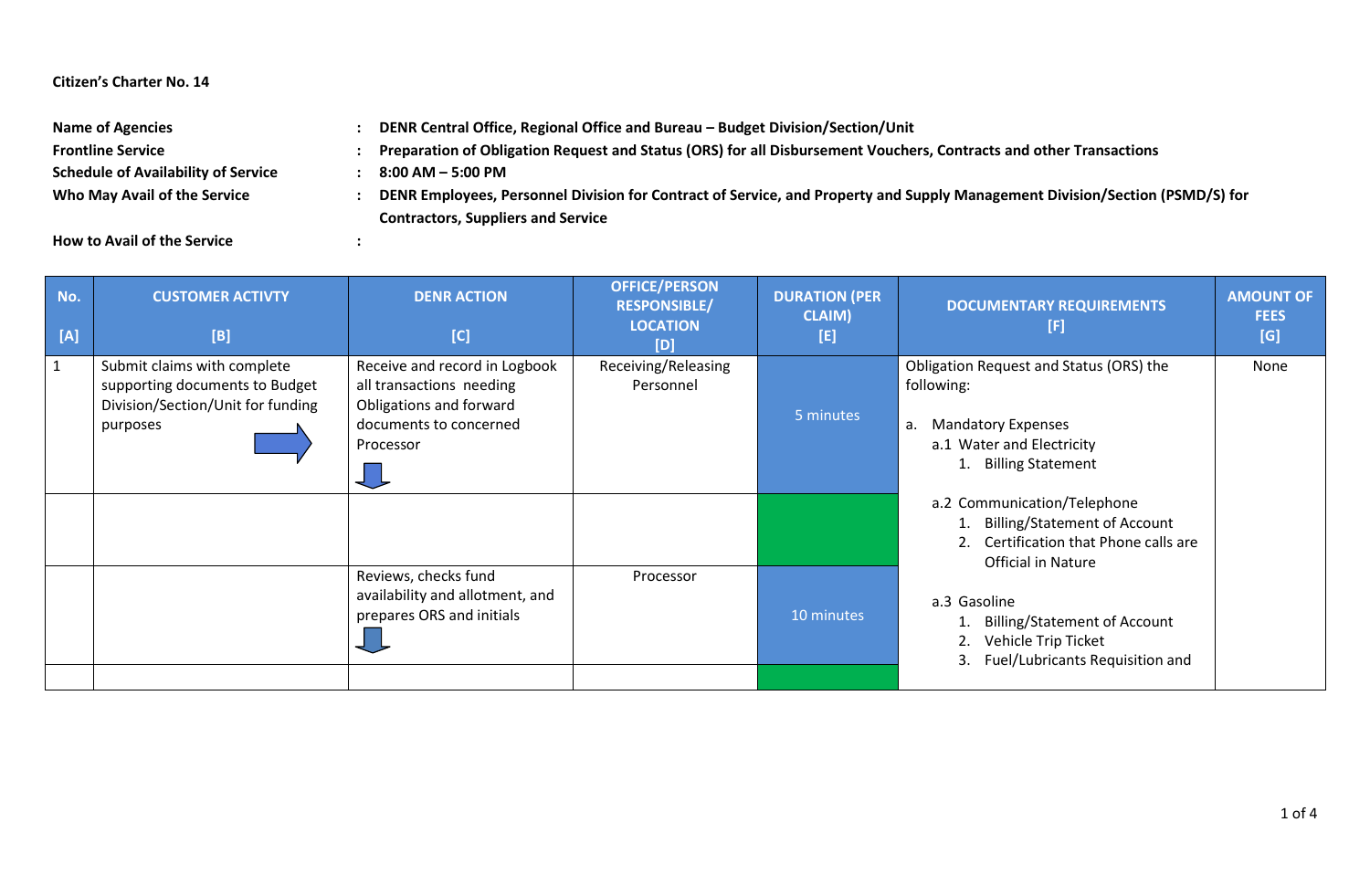**Citizen's Charter No. 14**

**Name of Agencies** : **DENR Central Office, Regional Office and Bureau – Budget Division/Section/Unit**

**Frontline Service** : **Preparation of Obligation Request and Status (ORS) for all Disbursement Vouchers, Contracts and other Transactions**

**Schedule of Availability of Service** : **8:00 AM – 5:00 PM**

**Who May Avail of the Service** : **DENR Employees, Personnel Division for Contract of Service, and Property and Supply Management Division/Section (PSMD/S) for Contractors, Suppliers and Service**

**How to Avail of the Service** :

| No. [A] | CUSTOMER ACTIVTY [B] | DENR ACTION [C] | OFFICE/PERSON RESPONSIBLE/ LOCATION [D] | DURATION (PER CLAIM) [E] | DOCUMENTARY REQUIREMENTS [F] | AMOUNT OF FEES [G] |
|---|---|---|---|---|---|---|
| 1 | Submit claims with complete supporting documents to Budget Division/Section/Unit for funding purposes | Receive and record in Logbook all transactions needing Obligations and forward documents to concerned Processor | Receiving/Releasing Personnel | 5 minutes | Obligation Request and Status (ORS) the following:<br><br>a. Mandatory Expenses<br>a.1 Water and Electricity<br>1. Billing Statement<br><br>a.2 Communication/Telephone<br>1. Billing/Statement of Account<br>2. Certification that Phone calls are Official in Nature<br><br>a.3 Gasoline<br>1. Billing/Statement of Account<br>2. Vehicle Trip Ticket<br>3. Fuel/Lubricants Requisition and | None |
| | | | | | | |
| | | Reviews, checks fund availability and allotment, and prepares ORS and initials | Processor | 10 minutes | | |
| | | | | | | |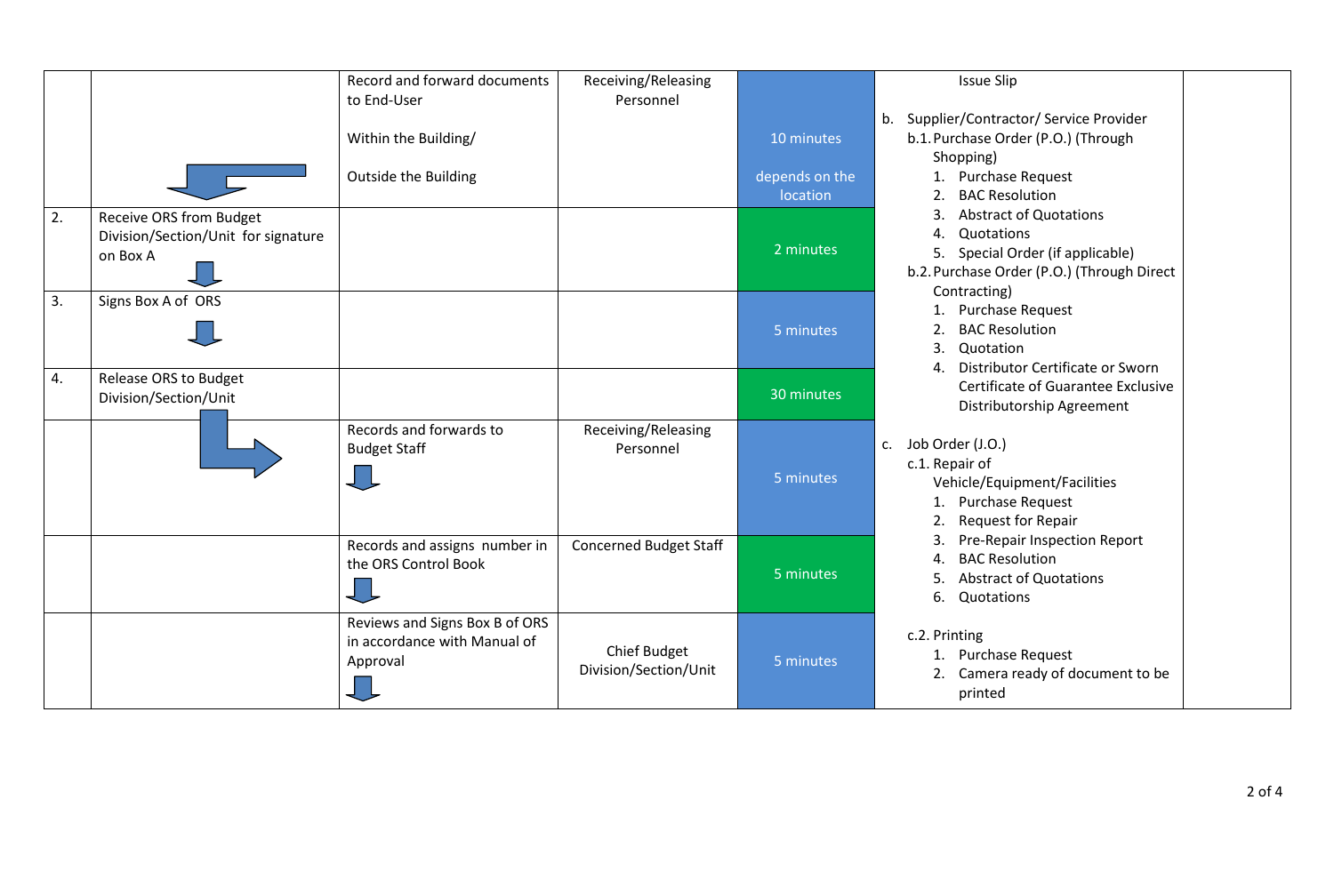| | | | | | | |
|---|---|---|---|---|---|---|
| | | Record and forward documents to End-User<br><br>Within the Building/<br><br>Outside the Building | Receiving/Releasing Personnel | 10 minutes<br><br>depends on the location | Issue Slip<br><br>b. Supplier/Contractor/ Service Provider<br>b.1. Purchase Order (P.O.) (Through Shopping)<br>1. Purchase Request<br>2. BAC Resolution<br>3. Abstract of Quotations<br>4. Quotations<br>5. Special Order (if applicable)<br>b.2. Purchase Order (P.O.) (Through Direct Contracting)<br>1. Purchase Request<br>2. BAC Resolution<br>3. Quotation<br>4. Distributor Certificate or Sworn Certificate of Guarantee Exclusive Distributorship Agreement<br><br>c. Job Order (J.O.)<br>c.1. Repair of Vehicle/Equipment/Facilities<br>1. Purchase Request<br>2. Request for Repair<br>3. Pre-Repair Inspection Report<br>4. BAC Resolution<br>5. Abstract of Quotations<br>6. Quotations<br><br>c.2. Printing<br>1. Purchase Request<br>2. Camera ready of document to be printed | |
| 2. | Receive ORS from Budget Division/Section/Unit for signature on Box A | | | 2 minutes | | |
| 3. | Signs Box A of ORS | | | 5 minutes | | |
| 4. | Release ORS to Budget Division/Section/Unit | | | 30 minutes | | |
| | | Records and forwards to Budget Staff | Receiving/Releasing Personnel | 5 minutes | | |
| | | Records and assigns number in the ORS Control Book | Concerned Budget Staff | 5 minutes | | |
| | | Reviews and Signs Box B of ORS in accordance with Manual of Approval | Chief Budget Division/Section/Unit | 5 minutes | | |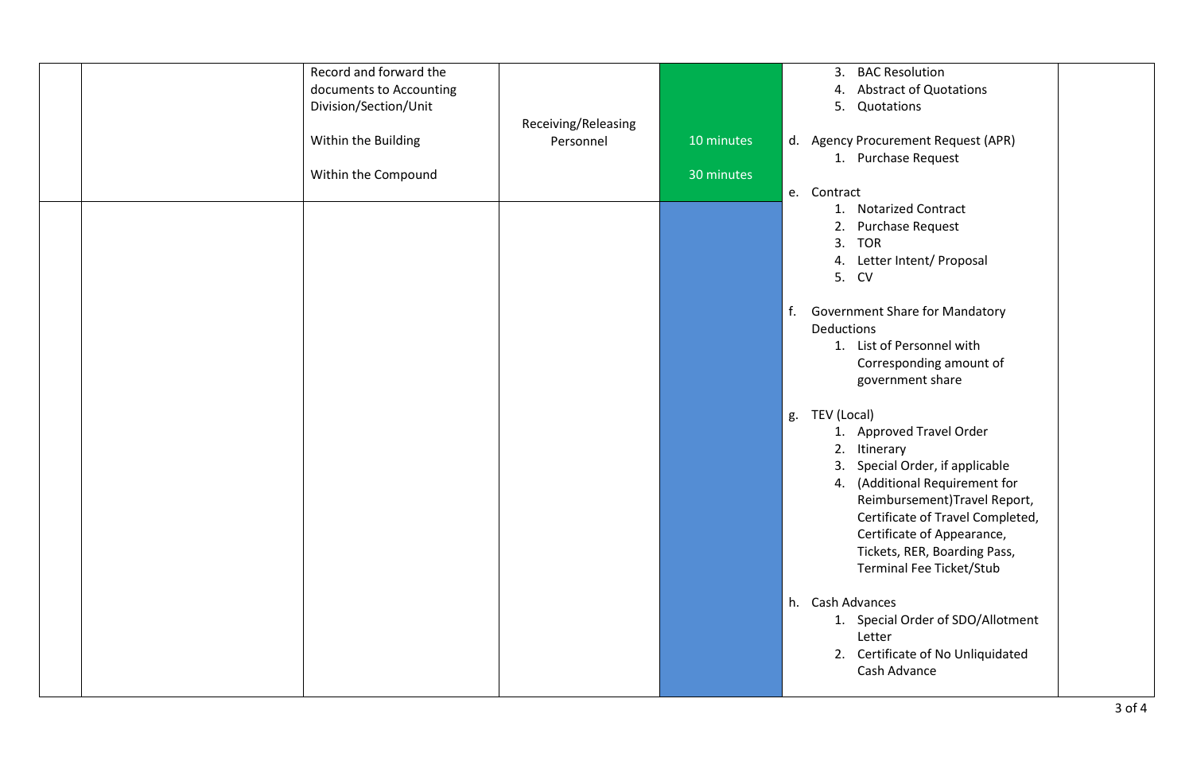| | | | | | | |
|---|---|---|---|---|---|---|
| | | Record and forward the documents to Accounting Division/Section/Unit<br><br>Within the Building<br><br>Within the Compound | Receiving/Releasing Personnel | <br><br><br>10 minutes<br><br>30 minutes | 3. BAC Resolution<br>4. Abstract of Quotations<br>5. Quotations<br><br>d. Agency Procurement Request (APR)<br>1. Purchase Request<br><br>e. Contract<br>1. Notarized Contract<br>2. Purchase Request<br>3. TOR<br>4. Letter Intent/ Proposal<br>5. CV<br><br>f. Government Share for Mandatory Deductions<br>1. List of Personnel with Corresponding amount of government share<br><br>g. TEV (Local)<br>1. Approved Travel Order<br>2. Itinerary<br>3. Special Order, if applicable<br>4. (Additional Requirement for Reimbursement)Travel Report, Certificate of Travel Completed, Certificate of Appearance, Tickets, RER, Boarding Pass, Terminal Fee Ticket/Stub<br><br>h. Cash Advances<br>1. Special Order of SDO/Allotment Letter<br>2. Certificate of No Unliquidated Cash Advance | |
| | | | | | | |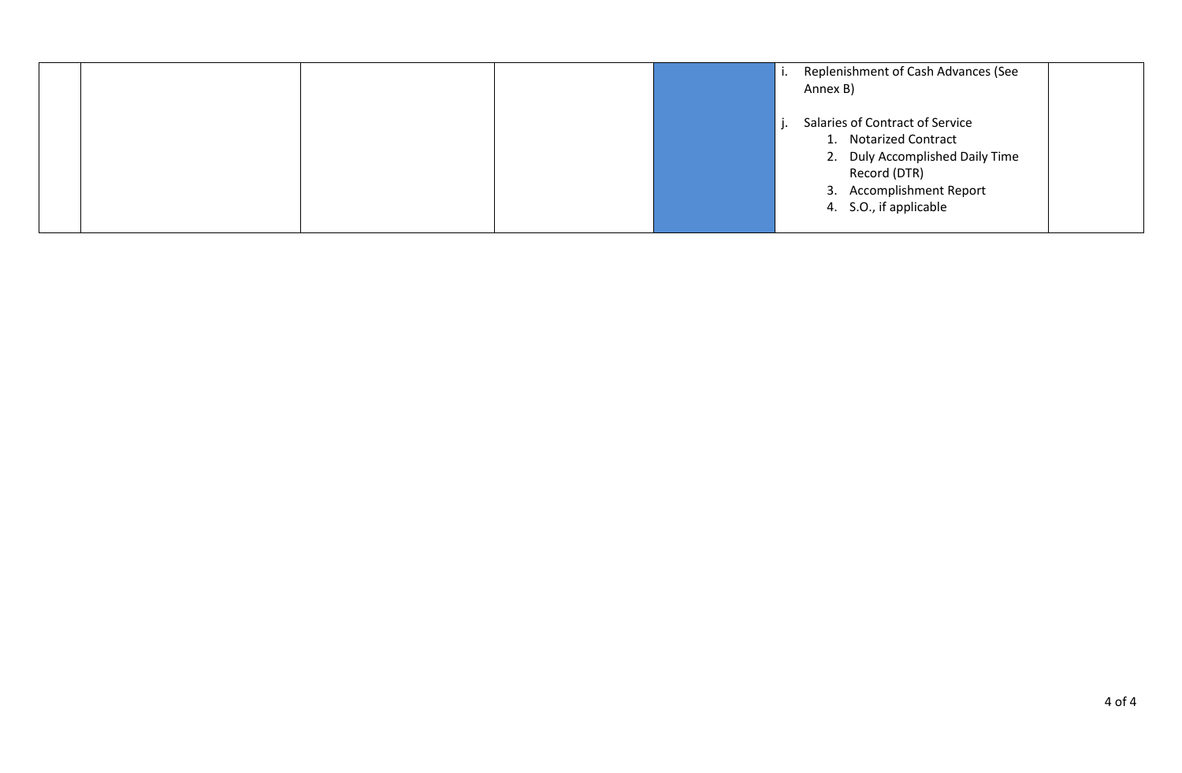| | | | | | | |
|---|---|---|---|---|---|---|
| | | | | | i. Replenishment of Cash Advances (See Annex B)<br><br>j. Salaries of Contract of Service<br>1. Notarized Contract<br>2. Duly Accomplished Daily Time Record (DTR)<br>3. Accomplishment Report<br>4. S.O., if applicable | |